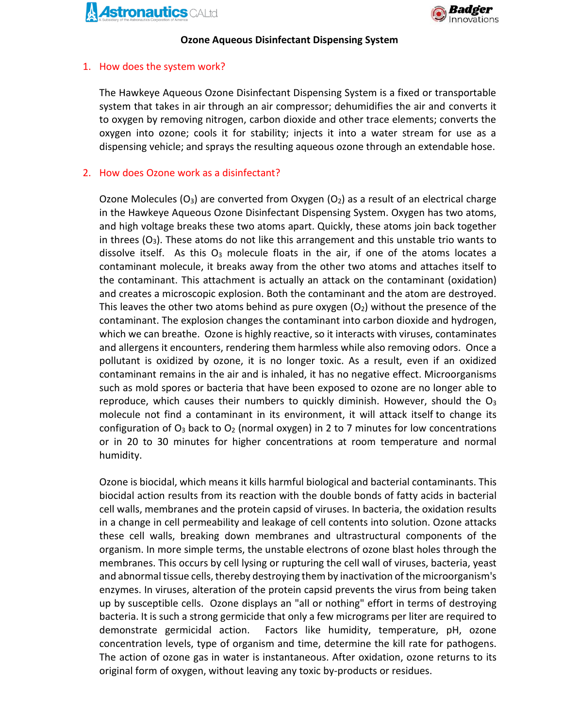# Ozone Aqueous Disinfectant Dispensing System

## 1. How does the system work?

The Hawkeye Aqueous Ozone Disinfectant Dispensing System is a fixed or transportable system that takes in air through an air compressor; dehumidifies the air and converts it to oxygen by removing nitrogen, carbon dioxide and other trace elements; converts the oxygen into ozone; cools it for stability; injects it into a water stream for use as a dispensing vehicle; and sprays the resulting aqueous ozone through an extendable hose.

## 2. How does Ozone work as a disinfectant?

Ozone Molecules ($O_3$) are converted from Oxygen ($O_2$) as a result of an electrical charge in the Hawkeye Aqueous Ozone Disinfectant Dispensing System. Oxygen has two atoms, and high voltage breaks these two atoms apart. Quickly, these atoms join back together in threes ($O_3$). These atoms do not like this arrangement and this unstable trio wants to dissolve itself. As this $O_3$ molecule floats in the air, if one of the atoms locates a contaminant molecule, it breaks away from the other two atoms and attaches itself to the contaminant. This attachment is actually an attack on the contaminant (oxidation) and creates a microscopic explosion. Both the contaminant and the atom are destroyed. This leaves the other two atoms behind as pure oxygen ($O_2$) without the presence of the contaminant. The explosion changes the contaminant into carbon dioxide and hydrogen, which we can breathe. Ozone is highly reactive, so it interacts with viruses, contaminates and allergens it encounters, rendering them harmless while also removing odors. Once a pollutant is oxidized by ozone, it is no longer toxic. As a result, even if an oxidized contaminant remains in the air and is inhaled, it has no negative effect. Microorganisms such as mold spores or bacteria that have been exposed to ozone are no longer able to reproduce, which causes their numbers to quickly diminish. However, should the $O_3$ molecule not find a contaminant in its environment, it will attack itself to change its configuration of $O_3$ back to $O_2$ (normal oxygen) in 2 to 7 minutes for low concentrations or in 20 to 30 minutes for higher concentrations at room temperature and normal humidity.

Ozone is biocidal, which means it kills harmful biological and bacterial contaminants. This biocidal action results from its reaction with the double bonds of fatty acids in bacterial cell walls, membranes and the protein capsid of viruses. In bacteria, the oxidation results in a change in cell permeability and leakage of cell contents into solution. Ozone attacks these cell walls, breaking down membranes and ultrastructural components of the organism. In more simple terms, the unstable electrons of ozone blast holes through the membranes. This occurs by cell lysing or rupturing the cell wall of viruses, bacteria, yeast and abnormal tissue cells, thereby destroying them by inactivation of the microorganism's enzymes. In viruses, alteration of the protein capsid prevents the virus from being taken up by susceptible cells. Ozone displays an "all or nothing" effort in terms of destroying bacteria. It is such a strong germicide that only a few micrograms per liter are required to demonstrate germicidal action. Factors like humidity, temperature, pH, ozone concentration levels, type of organism and time, determine the kill rate for pathogens. The action of ozone gas in water is instantaneous. After oxidation, ozone returns to its original form of oxygen, without leaving any toxic by-products or residues.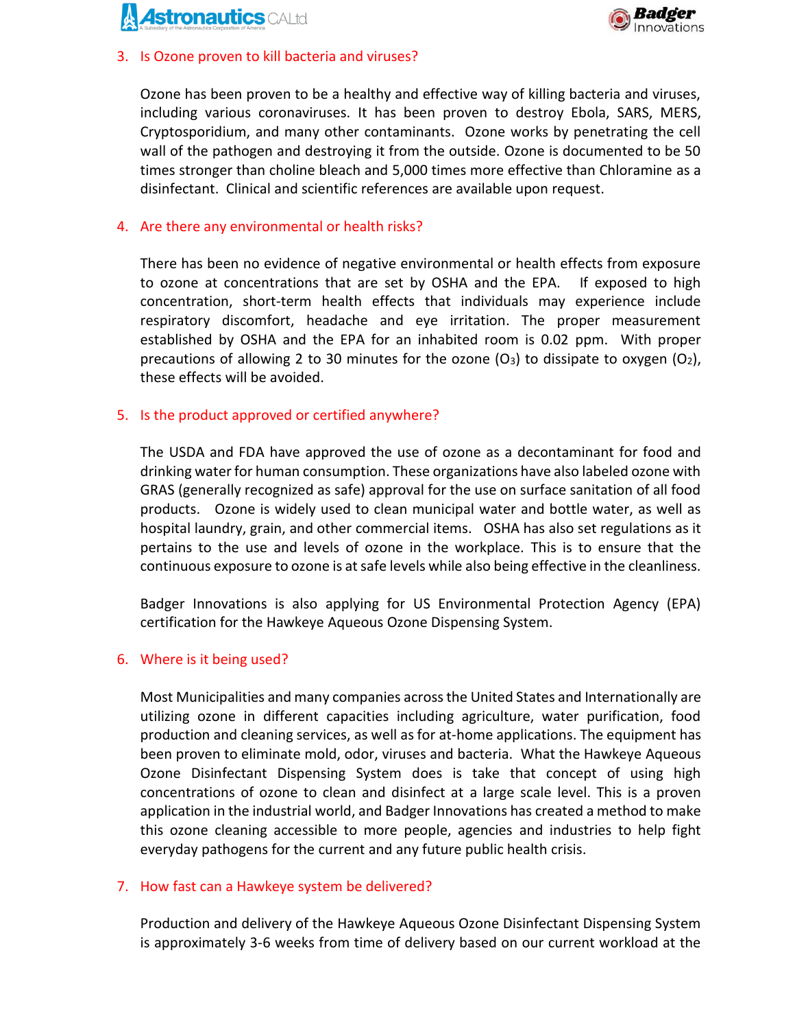3. Is Ozone proven to kill bacteria and viruses?

   Ozone has been proven to be a healthy and effective way of killing bacteria and viruses, including various coronaviruses. It has been proven to destroy Ebola, SARS, MERS, Cryptosporidium, and many other contaminants. Ozone works by penetrating the cell wall of the pathogen and destroying it from the outside. Ozone is documented to be 50 times stronger than choline bleach and 5,000 times more effective than Chloramine as a disinfectant. Clinical and scientific references are available upon request.

4. Are there any environmental or health risks?

   There has been no evidence of negative environmental or health effects from exposure to ozone at concentrations that are set by OSHA and the EPA. If exposed to high concentration, short-term health effects that individuals may experience include respiratory discomfort, headache and eye irritation. The proper measurement established by OSHA and the EPA for an inhabited room is 0.02 ppm. With proper precautions of allowing 2 to 30 minutes for the ozone ($O_3$) to dissipate to oxygen ($O_2$), these effects will be avoided.

5. Is the product approved or certified anywhere?

   The USDA and FDA have approved the use of ozone as a decontaminant for food and drinking water for human consumption. These organizations have also labeled ozone with GRAS (generally recognized as safe) approval for the use on surface sanitation of all food products. Ozone is widely used to clean municipal water and bottle water, as well as hospital laundry, grain, and other commercial items. OSHA has also set regulations as it pertains to the use and levels of ozone in the workplace. This is to ensure that the continuous exposure to ozone is at safe levels while also being effective in the cleanliness.

   Badger Innovations is also applying for US Environmental Protection Agency (EPA) certification for the Hawkeye Aqueous Ozone Dispensing System.

6. Where is it being used?

   Most Municipalities and many companies across the United States and Internationally are utilizing ozone in different capacities including agriculture, water purification, food production and cleaning services, as well as for at-home applications. The equipment has been proven to eliminate mold, odor, viruses and bacteria. What the Hawkeye Aqueous Ozone Disinfectant Dispensing System does is take that concept of using high concentrations of ozone to clean and disinfect at a large scale level. This is a proven application in the industrial world, and Badger Innovations has created a method to make this ozone cleaning accessible to more people, agencies and industries to help fight everyday pathogens for the current and any future public health crisis.

7. How fast can a Hawkeye system be delivered?

   Production and delivery of the Hawkeye Aqueous Ozone Disinfectant Dispensing System is approximately 3-6 weeks from time of delivery based on our current workload at the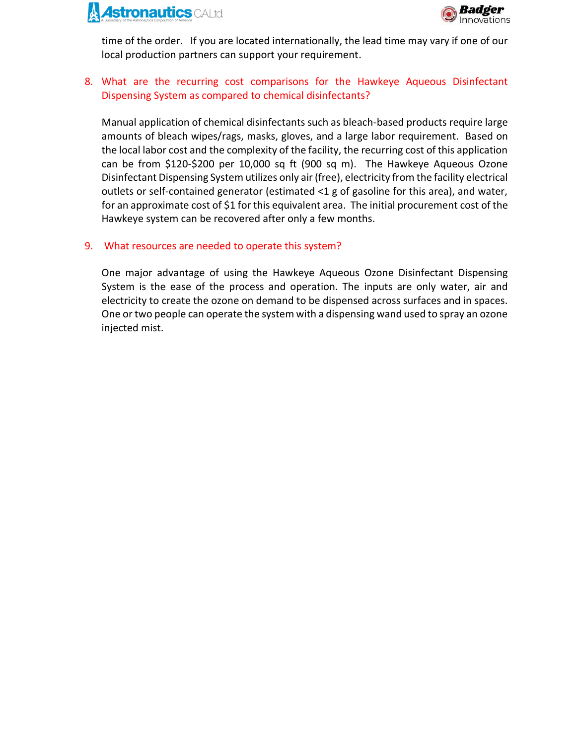time of the order. If you are located internationally, the lead time may vary if one of our local production partners can support your requirement.

8. What are the recurring cost comparisons for the Hawkeye Aqueous Disinfectant Dispensing System as compared to chemical disinfectants?

   Manual application of chemical disinfectants such as bleach-based products require large amounts of bleach wipes/rags, masks, gloves, and a large labor requirement. Based on the local labor cost and the complexity of the facility, the recurring cost of this application can be from $120-$200 per 10,000 sq ft (900 sq m). The Hawkeye Aqueous Ozone Disinfectant Dispensing System utilizes only air (free), electricity from the facility electrical outlets or self-contained generator (estimated <1 g of gasoline for this area), and water, for an approximate cost of $1 for this equivalent area. The initial procurement cost of the Hawkeye system can be recovered after only a few months.

9. What resources are needed to operate this system?

   One major advantage of using the Hawkeye Aqueous Ozone Disinfectant Dispensing System is the ease of the process and operation. The inputs are only water, air and electricity to create the ozone on demand to be dispensed across surfaces and in spaces. One or two people can operate the system with a dispensing wand used to spray an ozone injected mist.